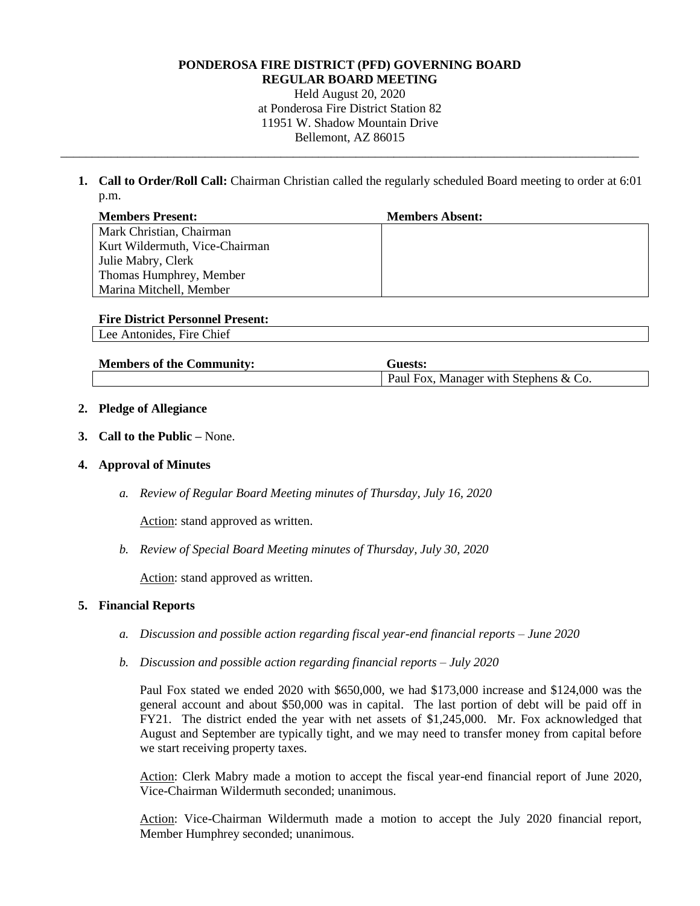**PONDEROSA FIRE DISTRICT (PFD) GOVERNING BOARD**
**REGULAR BOARD MEETING**
Held August 20, 2020
at Ponderosa Fire District Station 82
11951 W. Shadow Mountain Drive
Bellemont, AZ 86015

---

1. **Call to Order/Roll Call:** Chairman Christian called the regularly scheduled Board meeting to order at 6:01 p.m.

| Members Present: | Members Absent: |
|---|---|
| Mark Christian, Chairman<br>Kurt Wildermuth, Vice-Chairman<br>Julie Mabry, Clerk<br>Thomas Humphrey, Member<br>Marina Mitchell, Member | |

| Fire District Personnel Present: |
|---|
| Lee Antonides, Fire Chief |

| Members of the Community: | Guests: |
|---|---|
| | Paul Fox, Manager with Stephens & Co. |

2. **Pledge of Allegiance**

3. **Call to the Public –** None.

4. **Approval of Minutes**

   a. *Review of Regular Board Meeting minutes of Thursday, July 16, 2020*

      Action: stand approved as written.

   b. *Review of Special Board Meeting minutes of Thursday, July 30, 2020*

      Action: stand approved as written.

5. **Financial Reports**

   a. *Discussion and possible action regarding fiscal year-end financial reports – June 2020*

   b. *Discussion and possible action regarding financial reports – July 2020*

      Paul Fox stated we ended 2020 with $650,000, we had $173,000 increase and $124,000 was the general account and about $50,000 was in capital. The last portion of debt will be paid off in FY21. The district ended the year with net assets of $1,245,000. Mr. Fox acknowledged that August and September are typically tight, and we may need to transfer money from capital before we start receiving property taxes.

      Action: Clerk Mabry made a motion to accept the fiscal year-end financial report of June 2020, Vice-Chairman Wildermuth seconded; unanimous.

      Action: Vice-Chairman Wildermuth made a motion to accept the July 2020 financial report, Member Humphrey seconded; unanimous.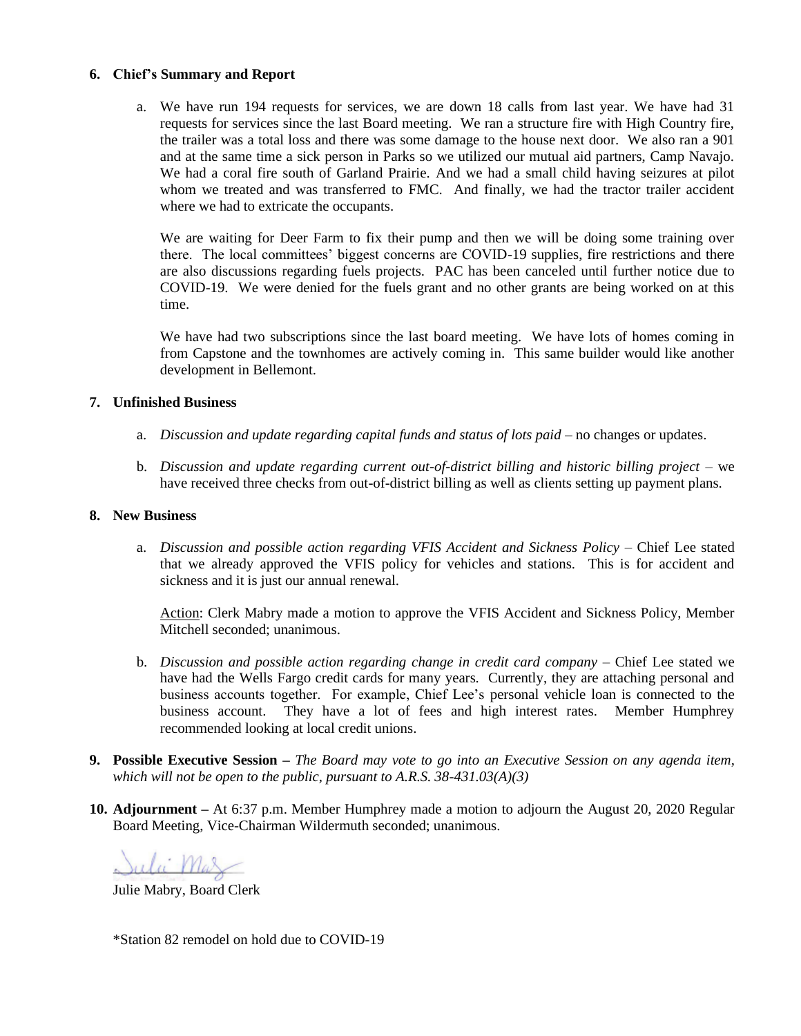**6. Chief's Summary and Report**

a. We have run 194 requests for services, we are down 18 calls from last year. We have had 31 requests for services since the last Board meeting. We ran a structure fire with High Country fire, the trailer was a total loss and there was some damage to the house next door. We also ran a 901 and at the same time a sick person in Parks so we utilized our mutual aid partners, Camp Navajo. We had a coral fire south of Garland Prairie. And we had a small child having seizures at pilot whom we treated and was transferred to FMC. And finally, we had the tractor trailer accident where we had to extricate the occupants.

We are waiting for Deer Farm to fix their pump and then we will be doing some training over there. The local committees' biggest concerns are COVID-19 supplies, fire restrictions and there are also discussions regarding fuels projects. PAC has been canceled until further notice due to COVID-19. We were denied for the fuels grant and no other grants are being worked on at this time.

We have had two subscriptions since the last board meeting. We have lots of homes coming in from Capstone and the townhomes are actively coming in. This same builder would like another development in Bellemont.

**7. Unfinished Business**

a. *Discussion and update regarding capital funds and status of lots paid* – no changes or updates.

b. *Discussion and update regarding current out-of-district billing and historic billing project* – we have received three checks from out-of-district billing as well as clients setting up payment plans.

**8. New Business**

a. *Discussion and possible action regarding VFIS Accident and Sickness Policy* – Chief Lee stated that we already approved the VFIS policy for vehicles and stations. This is for accident and sickness and it is just our annual renewal.

Action: Clerk Mabry made a motion to approve the VFIS Accident and Sickness Policy, Member Mitchell seconded; unanimous.

b. *Discussion and possible action regarding change in credit card company* – Chief Lee stated we have had the Wells Fargo credit cards for many years. Currently, they are attaching personal and business accounts together. For example, Chief Lee's personal vehicle loan is connected to the business account. They have a lot of fees and high interest rates. Member Humphrey recommended looking at local credit unions.

**9. Possible Executive Session –** *The Board may vote to go into an Executive Session on any agenda item, which will not be open to the public, pursuant to A.R.S. 38-431.03(A)(3)*

**10. Adjournment –** At 6:37 p.m. Member Humphrey made a motion to adjourn the August 20, 2020 Regular Board Meeting, Vice-Chairman Wildermuth seconded; unanimous.

Julie Mabry, Board Clerk

*Station 82 remodel on hold due to COVID-19